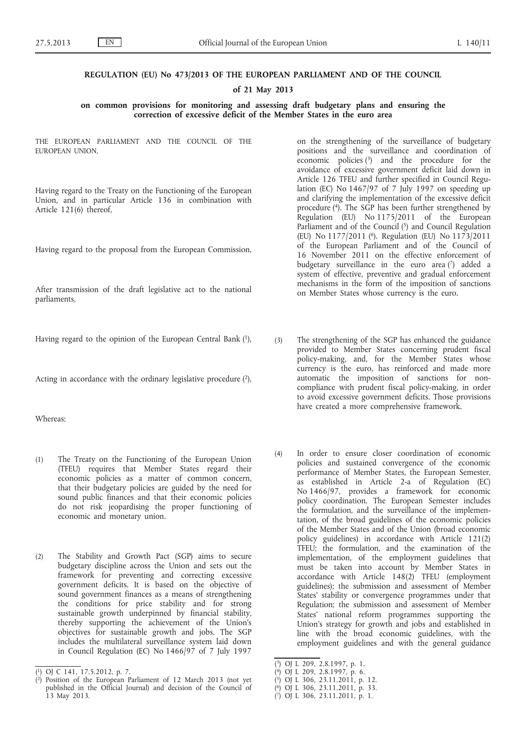**REGULATION (EU) No 473/2013 OF THE EUROPEAN PARLIAMENT AND OF THE COUNCIL**

**of 21 May 2013**

**on common provisions for monitoring and assessing draft budgetary plans and ensuring the correction of excessive deficit of the Member States in the euro area**

THE EUROPEAN PARLIAMENT AND THE COUNCIL OF THE EUROPEAN UNION,

Having regard to the Treaty on the Functioning of the European Union, and in particular Article 136 in combination with Article 121(6) thereof,

Having regard to the proposal from the European Commission,

After transmission of the draft legislative act to the national parliaments,

Having regard to the opinion of the European Central Bank [1],

Acting in accordance with the ordinary legislative procedure [2],

Whereas:

(1) The Treaty on the Functioning of the European Union (TFEU) requires that Member States regard their economic policies as a matter of common concern, that their budgetary policies are guided by the need for sound public finances and that their economic policies do not risk jeopardising the proper functioning of economic and monetary union.

(2) The Stability and Growth Pact (SGP) aims to secure budgetary discipline across the Union and sets out the framework for preventing and correcting excessive government deficits. It is based on the objective of sound government finances as a means of strengthening the conditions for price stability and for strong sustainable growth underpinned by financial stability, thereby supporting the achievement of the Union's objectives for sustainable growth and jobs. The SGP includes the multilateral surveillance system laid down in Council Regulation (EC) No 1466/97 of 7 July 1997 on the strengthening of the surveillance of budgetary positions and the surveillance and coordination of economic policies [3] and the procedure for the avoidance of excessive government deficit laid down in Article 126 TFEU and further specified in Council Regulation (EC) No 1467/97 of 7 July 1997 on speeding up and clarifying the implementation of the excessive deficit procedure [4]. The SGP has been further strengthened by Regulation (EU) No 1175/2011 of the European Parliament and of the Council [5] and Council Regulation (EU) No 1177/2011 [6]. Regulation (EU) No 1173/2011 of the European Parliament and of the Council of 16 November 2011 on the effective enforcement of budgetary surveillance in the euro area [7] added a system of effective, preventive and gradual enforcement mechanisms in the form of the imposition of sanctions on Member States whose currency is the euro.

(3) The strengthening of the SGP has enhanced the guidance provided to Member States concerning prudent fiscal policy-making, and, for the Member States whose currency is the euro, has reinforced and made more automatic the imposition of sanctions for non-compliance with prudent fiscal policy-making, in order to avoid excessive government deficits. Those provisions have created a more comprehensive framework.

(4) In order to ensure closer coordination of economic policies and sustained convergence of the economic performance of Member States, the European Semester, as established in Article 2-a of Regulation (EC) No 1466/97, provides a framework for economic policy coordination. The European Semester includes the formulation, and the surveillance of the implementation, of the broad guidelines of the economic policies of the Member States and of the Union (broad economic policy guidelines) in accordance with Article 121(2) TFEU; the formulation, and the examination of the implementation, of the employment guidelines that must be taken into account by Member States in accordance with Article 148(2) TFEU (employment guidelines); the submission and assessment of Member States' stability or convergence programmes under that Regulation; the submission and assessment of Member States' national reform programmes supporting the Union's strategy for growth and jobs and established in line with the broad economic guidelines, with the employment guidelines and with the general guidance

[1] OJ C 141, 17.5.2012, p. 7.

[2] Position of the European Parliament of 12 March 2013 (not yet published in the Official Journal) and decision of the Council of 13 May 2013.

[3] OJ L 209, 2.8.1997, p. 1.

[4] OJ L 209, 2.8.1997, p. 6.

[5] OJ L 306, 23.11.2011, p. 12.

[6] OJ L 306, 23.11.2011, p. 33.

[7] OJ L 306, 23.11.2011, p. 1.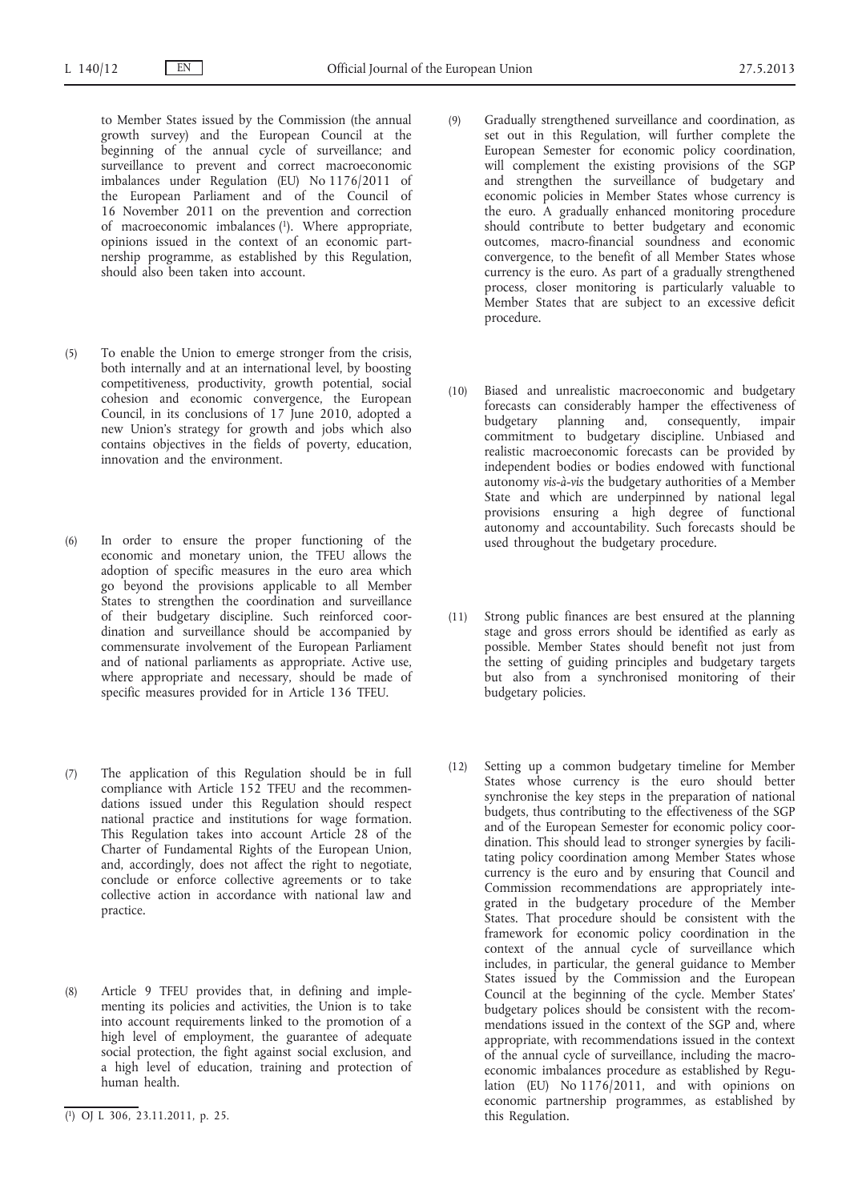to Member States issued by the Commission (the annual growth survey) and the European Council at the beginning of the annual cycle of surveillance; and surveillance to prevent and correct macroeconomic imbalances under Regulation (EU) No 1176/2011 of the European Parliament and of the Council of 16 November 2011 on the prevention and correction of macroeconomic imbalances [1]. Where appropriate, opinions issued in the context of an economic partnership programme, as established by this Regulation, should also been taken into account.

(5) To enable the Union to emerge stronger from the crisis, both internally and at an international level, by boosting competitiveness, productivity, growth potential, social cohesion and economic convergence, the European Council, in its conclusions of 17 June 2010, adopted a new Union's strategy for growth and jobs which also contains objectives in the fields of poverty, education, innovation and the environment.

(6) In order to ensure the proper functioning of the economic and monetary union, the TFEU allows the adoption of specific measures in the euro area which go beyond the provisions applicable to all Member States to strengthen the coordination and surveillance of their budgetary discipline. Such reinforced coordination and surveillance should be accompanied by commensurate involvement of the European Parliament and of national parliaments as appropriate. Active use, where appropriate and necessary, should be made of specific measures provided for in Article 136 TFEU.

(7) The application of this Regulation should be in full compliance with Article 152 TFEU and the recommendations issued under this Regulation should respect national practice and institutions for wage formation. This Regulation takes into account Article 28 of the Charter of Fundamental Rights of the European Union, and, accordingly, does not affect the right to negotiate, conclude or enforce collective agreements or to take collective action in accordance with national law and practice.

(8) Article 9 TFEU provides that, in defining and implementing its policies and activities, the Union is to take into account requirements linked to the promotion of a high level of employment, the guarantee of adequate social protection, the fight against social exclusion, and a high level of education, training and protection of human health.

(9) Gradually strengthened surveillance and coordination, as set out in this Regulation, will further complete the European Semester for economic policy coordination, will complement the existing provisions of the SGP and strengthen the surveillance of budgetary and economic policies in Member States whose currency is the euro. A gradually enhanced monitoring procedure should contribute to better budgetary and economic outcomes, macro-financial soundness and economic convergence, to the benefit of all Member States whose currency is the euro. As part of a gradually strengthened process, closer monitoring is particularly valuable to Member States that are subject to an excessive deficit procedure.

(10) Biased and unrealistic macroeconomic and budgetary forecasts can considerably hamper the effectiveness of budgetary planning and, consequently, impair commitment to budgetary discipline. Unbiased and realistic macroeconomic forecasts can be provided by independent bodies or bodies endowed with functional autonomy *vis-à-vis* the budgetary authorities of a Member State and which are underpinned by national legal provisions ensuring a high degree of functional autonomy and accountability. Such forecasts should be used throughout the budgetary procedure.

(11) Strong public finances are best ensured at the planning stage and gross errors should be identified as early as possible. Member States should benefit not just from the setting of guiding principles and budgetary targets but also from a synchronised monitoring of their budgetary policies.

(12) Setting up a common budgetary timeline for Member States whose currency is the euro should better synchronise the key steps in the preparation of national budgets, thus contributing to the effectiveness of the SGP and of the European Semester for economic policy coordination. This should lead to stronger synergies by facilitating policy coordination among Member States whose currency is the euro and by ensuring that Council and Commission recommendations are appropriately integrated in the budgetary procedure of the Member States. That procedure should be consistent with the framework for economic policy coordination in the context of the annual cycle of surveillance which includes, in particular, the general guidance to Member States issued by the Commission and the European Council at the beginning of the cycle. Member States' budgetary polices should be consistent with the recommendations issued in the context of the SGP and, where appropriate, with recommendations issued in the context of the annual cycle of surveillance, including the macroeconomic imbalances procedure as established by Regulation (EU) No 1176/2011, and with opinions on economic partnership programmes, as established by this Regulation.

[1] OJ L 306, 23.11.2011, p. 25.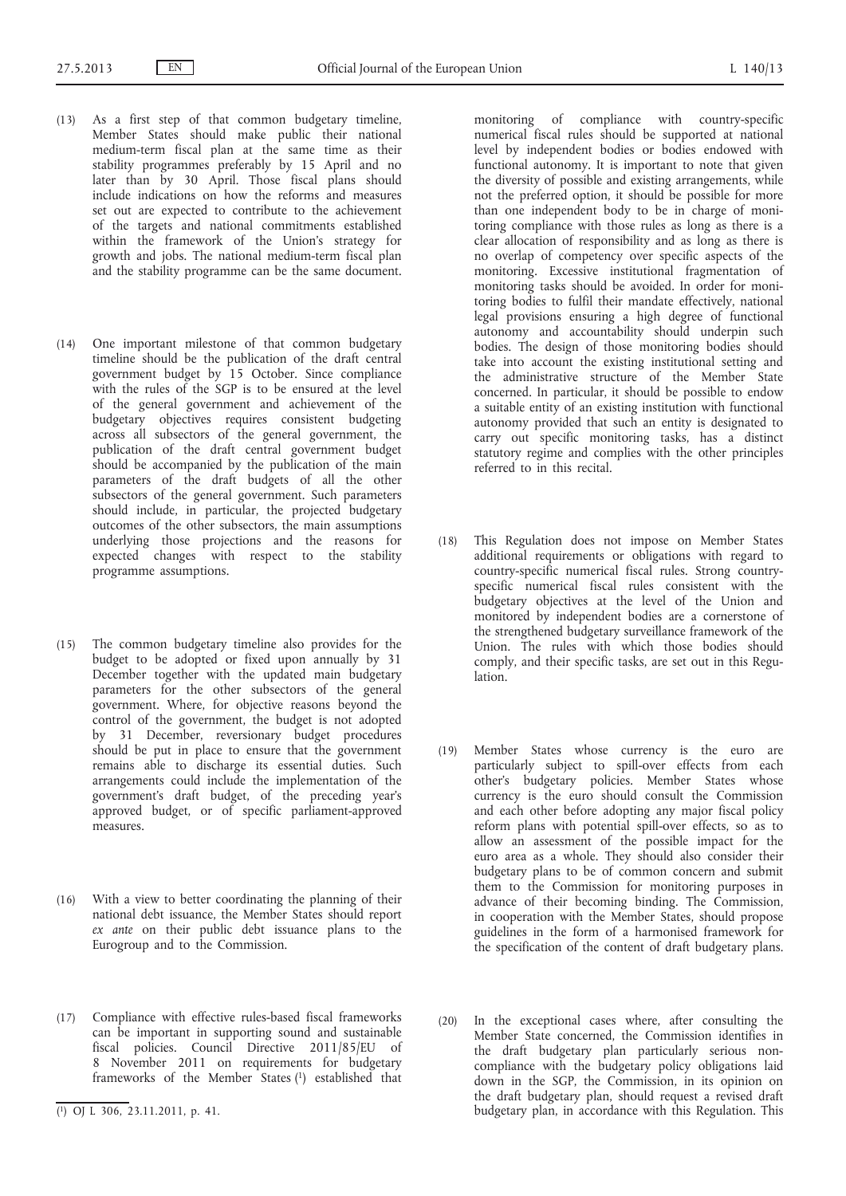(13) As a first step of that common budgetary timeline, Member States should make public their national medium-term fiscal plan at the same time as their stability programmes preferably by 15 April and no later than by 30 April. Those fiscal plans should include indications on how the reforms and measures set out are expected to contribute to the achievement of the targets and national commitments established within the framework of the Union's strategy for growth and jobs. The national medium-term fiscal plan and the stability programme can be the same document.

(14) One important milestone of that common budgetary timeline should be the publication of the draft central government budget by 15 October. Since compliance with the rules of the SGP is to be ensured at the level of the general government and achievement of the budgetary objectives requires consistent budgeting across all subsectors of the general government, the publication of the draft central government budget should be accompanied by the publication of the main parameters of the draft budgets of all the other subsectors of the general government. Such parameters should include, in particular, the projected budgetary outcomes of the other subsectors, the main assumptions underlying those projections and the reasons for expected changes with respect to the stability programme assumptions.

(15) The common budgetary timeline also provides for the budget to be adopted or fixed upon annually by 31 December together with the updated main budgetary parameters for the other subsectors of the general government. Where, for objective reasons beyond the control of the government, the budget is not adopted by 31 December, reversionary budget procedures should be put in place to ensure that the government remains able to discharge its essential duties. Such arrangements could include the implementation of the government's draft budget, of the preceding year's approved budget, or of specific parliament-approved measures.

(16) With a view to better coordinating the planning of their national debt issuance, the Member States should report *ex ante* on their public debt issuance plans to the Eurogroup and to the Commission.

(17) Compliance with effective rules-based fiscal frameworks can be important in supporting sound and sustainable fiscal policies. Council Directive 2011/85/EU of 8 November 2011 on requirements for budgetary frameworks of the Member States [1] established that monitoring of compliance with country-specific numerical fiscal rules should be supported at national level by independent bodies or bodies endowed with functional autonomy. It is important to note that given the diversity of possible and existing arrangements, while not the preferred option, it should be possible for more than one independent body to be in charge of monitoring compliance with those rules as long as there is a clear allocation of responsibility and as long as there is no overlap of competency over specific aspects of the monitoring. Excessive institutional fragmentation of monitoring tasks should be avoided. In order for monitoring bodies to fulfil their mandate effectively, national legal provisions ensuring a high degree of functional autonomy and accountability should underpin such bodies. The design of those monitoring bodies should take into account the existing institutional setting and the administrative structure of the Member State concerned. In particular, it should be possible to endow a suitable entity of an existing institution with functional autonomy provided that such an entity is designated to carry out specific monitoring tasks, has a distinct statutory regime and complies with the other principles referred to in this recital.

(18) This Regulation does not impose on Member States additional requirements or obligations with regard to country-specific numerical fiscal rules. Strong country-specific numerical fiscal rules consistent with the budgetary objectives at the level of the Union and monitored by independent bodies are a cornerstone of the strengthened budgetary surveillance framework of the Union. The rules with which those bodies should comply, and their specific tasks, are set out in this Regulation.

(19) Member States whose currency is the euro are particularly subject to spill-over effects from each other's budgetary policies. Member States whose currency is the euro should consult the Commission and each other before adopting any major fiscal policy reform plans with potential spill-over effects, so as to allow an assessment of the possible impact for the euro area as a whole. They should also consider their budgetary plans to be of common concern and submit them to the Commission for monitoring purposes in advance of their becoming binding. The Commission, in cooperation with the Member States, should propose guidelines in the form of a harmonised framework for the specification of the content of draft budgetary plans.

(20) In the exceptional cases where, after consulting the Member State concerned, the Commission identifies in the draft budgetary plan particularly serious non-compliance with the budgetary policy obligations laid down in the SGP, the Commission, in its opinion on the draft budgetary plan, should request a revised draft budgetary plan, in accordance with this Regulation. This

[1] OJ L 306, 23.11.2011, p. 41.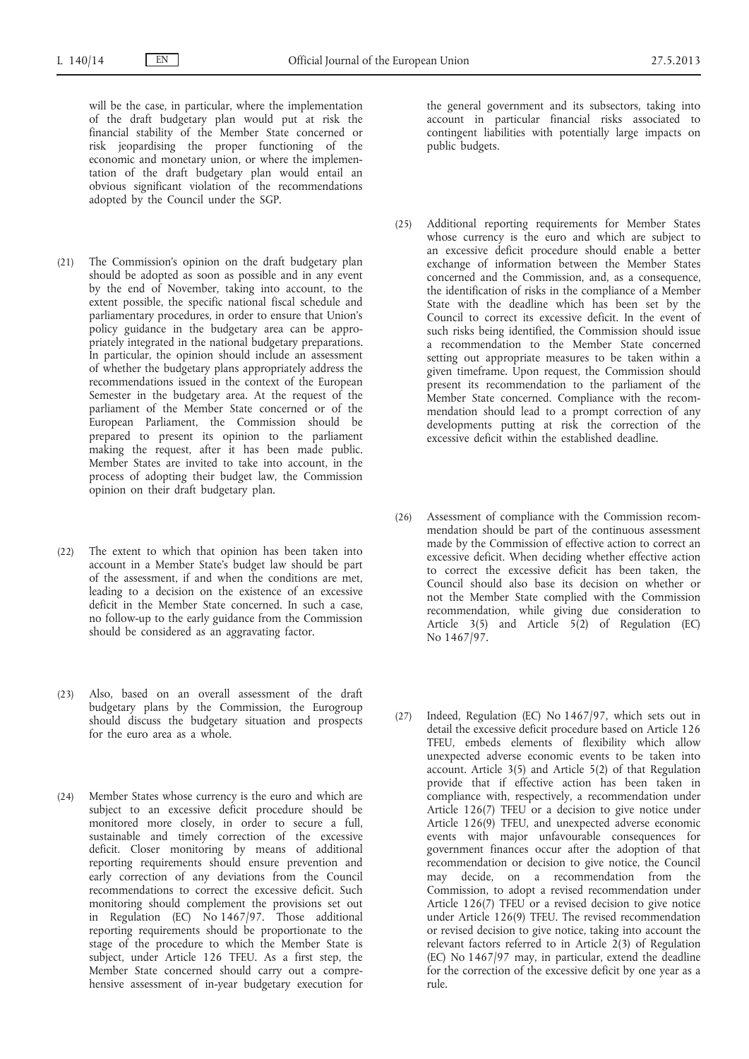will be the case, in particular, where the implementation of the draft budgetary plan would put at risk the financial stability of the Member State concerned or risk jeopardising the proper functioning of the economic and monetary union, or where the implementation of the draft budgetary plan would entail an obvious significant violation of the recommendations adopted by the Council under the SGP.

(21) The Commission's opinion on the draft budgetary plan should be adopted as soon as possible and in any event by the end of November, taking into account, to the extent possible, the specific national fiscal schedule and parliamentary procedures, in order to ensure that Union's policy guidance in the budgetary area can be appropriately integrated in the national budgetary preparations. In particular, the opinion should include an assessment of whether the budgetary plans appropriately address the recommendations issued in the context of the European Semester in the budgetary area. At the request of the parliament of the Member State concerned or of the European Parliament, the Commission should be prepared to present its opinion to the parliament making the request, after it has been made public. Member States are invited to take into account, in the process of adopting their budget law, the Commission opinion on their draft budgetary plan.

(22) The extent to which that opinion has been taken into account in a Member State's budget law should be part of the assessment, if and when the conditions are met, leading to a decision on the existence of an excessive deficit in the Member State concerned. In such a case, no follow-up to the early guidance from the Commission should be considered as an aggravating factor.

(23) Also, based on an overall assessment of the draft budgetary plans by the Commission, the Eurogroup should discuss the budgetary situation and prospects for the euro area as a whole.

(24) Member States whose currency is the euro and which are subject to an excessive deficit procedure should be monitored more closely, in order to secure a full, sustainable and timely correction of the excessive deficit. Closer monitoring by means of additional reporting requirements should ensure prevention and early correction of any deviations from the Council recommendations to correct the excessive deficit. Such monitoring should complement the provisions set out in Regulation (EC) No 1467/97. Those additional reporting requirements should be proportionate to the stage of the procedure to which the Member State is subject, under Article 126 TFEU. As a first step, the Member State concerned should carry out a comprehensive assessment of in-year budgetary execution for the general government and its subsectors, taking into account in particular financial risks associated to contingent liabilities with potentially large impacts on public budgets.

(25) Additional reporting requirements for Member States whose currency is the euro and which are subject to an excessive deficit procedure should enable a better exchange of information between the Member States concerned and the Commission, and, as a consequence, the identification of risks in the compliance of a Member State with the deadline which has been set by the Council to correct its excessive deficit. In the event of such risks being identified, the Commission should issue a recommendation to the Member State concerned setting out appropriate measures to be taken within a given timeframe. Upon request, the Commission should present its recommendation to the parliament of the Member State concerned. Compliance with the recommendation should lead to a prompt correction of any developments putting at risk the correction of the excessive deficit within the established deadline.

(26) Assessment of compliance with the Commission recommendation should be part of the continuous assessment made by the Commission of effective action to correct an excessive deficit. When deciding whether effective action to correct the excessive deficit has been taken, the Council should also base its decision on whether or not the Member State complied with the Commission recommendation, while giving due consideration to Article 3(5) and Article 5(2) of Regulation (EC) No 1467/97.

(27) Indeed, Regulation (EC) No 1467/97, which sets out in detail the excessive deficit procedure based on Article 126 TFEU, embeds elements of flexibility which allow unexpected adverse economic events to be taken into account. Article 3(5) and Article 5(2) of that Regulation provide that if effective action has been taken in compliance with, respectively, a recommendation under Article 126(7) TFEU or a decision to give notice under Article 126(9) TFEU, and unexpected adverse economic events with major unfavourable consequences for government finances occur after the adoption of that recommendation or decision to give notice, the Council may decide, on a recommendation from the Commission, to adopt a revised recommendation under Article 126(7) TFEU or a revised decision to give notice under Article 126(9) TFEU. The revised recommendation or revised decision to give notice, taking into account the relevant factors referred to in Article 2(3) of Regulation (EC) No 1467/97 may, in particular, extend the deadline for the correction of the excessive deficit by one year as a rule.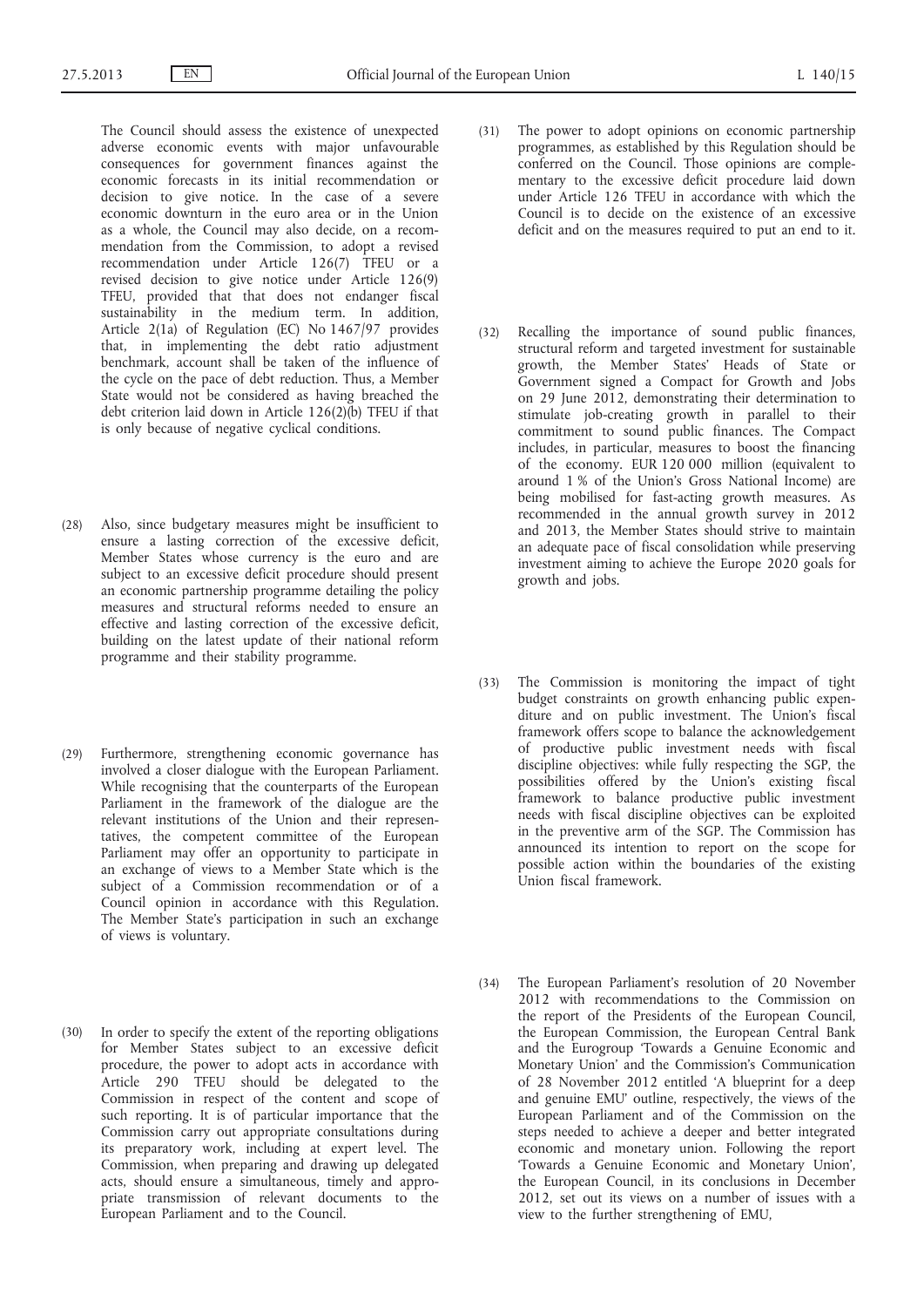The Council should assess the existence of unexpected adverse economic events with major unfavourable consequences for government finances against the economic forecasts in its initial recommendation or decision to give notice. In the case of a severe economic downturn in the euro area or in the Union as a whole, the Council may also decide, on a recommendation from the Commission, to adopt a revised recommendation under Article 126(7) TFEU or a revised decision to give notice under Article 126(9) TFEU, provided that that does not endanger fiscal sustainability in the medium term. In addition, Article 2(1a) of Regulation (EC) No 1467/97 provides that, in implementing the debt ratio adjustment benchmark, account shall be taken of the influence of the cycle on the pace of debt reduction. Thus, a Member State would not be considered as having breached the debt criterion laid down in Article 126(2)(b) TFEU if that is only because of negative cyclical conditions.

(28) Also, since budgetary measures might be insufficient to ensure a lasting correction of the excessive deficit, Member States whose currency is the euro and are subject to an excessive deficit procedure should present an economic partnership programme detailing the policy measures and structural reforms needed to ensure an effective and lasting correction of the excessive deficit, building on the latest update of their national reform programme and their stability programme.

(29) Furthermore, strengthening economic governance has involved a closer dialogue with the European Parliament. While recognising that the counterparts of the dialogue are the relevant institutions of the Union and their representatives, the competent committee of the European Parliament may offer an opportunity to participate in an exchange of views to a Member State which is the subject of a Commission recommendation or of a Council opinion in accordance with this Regulation. The Member State's participation in such an exchange of views is voluntary.

(30) In order to specify the extent of the reporting obligations for Member States subject to an excessive deficit procedure, the power to adopt acts in accordance with Article 290 TFEU should be delegated to the Commission in respect of the content and scope of such reporting. It is of particular importance that the Commission carry out appropriate consultations during its preparatory work, including at expert level. The Commission, when preparing and drawing up delegated acts, should ensure a simultaneous, timely and appropriate transmission of relevant documents to the European Parliament and to the Council.

(31) The power to adopt opinions on economic partnership programmes, as established by this Regulation should be conferred on the Council. Those opinions are complementary to the excessive deficit procedure laid down under Article 126 TFEU in accordance with which the Council is to decide on the existence of an excessive deficit and on the measures required to put an end to it.

(32) Recalling the importance of sound public finances, structural reform and targeted investment for sustainable growth, the Member States' Heads of State or Government signed a Compact for Growth and Jobs on 29 June 2012, demonstrating their determination to stimulate job-creating growth in parallel to their commitment to sound public finances. The Compact includes, in particular, measures to boost the financing of the economy. EUR 120 000 million (equivalent to around 1 % of the Union's Gross National Income) are being mobilised for fast-acting growth measures. As recommended in the annual growth survey in 2012 and 2013, the Member States should strive to maintain an adequate pace of fiscal consolidation while preserving investment aiming to achieve the Europe 2020 goals for growth and jobs.

(33) The Commission is monitoring the impact of tight budget constraints on growth enhancing public expenditure and on public investment. The Union's fiscal framework offers scope to balance the acknowledgement of productive public investment needs with fiscal discipline objectives: while fully respecting the SGP, the possibilities offered by the Union's existing fiscal framework to balance productive public investment needs with fiscal discipline objectives can be exploited in the preventive arm of the SGP. The Commission has announced its intention to report on the scope for possible action within the boundaries of the existing Union fiscal framework.

(34) The European Parliament's resolution of 20 November 2012 with recommendations to the Commission on the report of the Presidents of the European Council, the European Commission, the European Central Bank and the Eurogroup 'Towards a Genuine Economic and Monetary Union' and the Commission's Communication of 28 November 2012 entitled 'A blueprint for a deep and genuine EMU' outline, respectively, the views of the European Parliament and of the Commission on the steps needed to achieve a deeper and better integrated economic and monetary union. Following the report 'Towards a Genuine Economic and Monetary Union', the European Council, in its conclusions in December 2012, set out its views on a number of issues with a view to the further strengthening of EMU,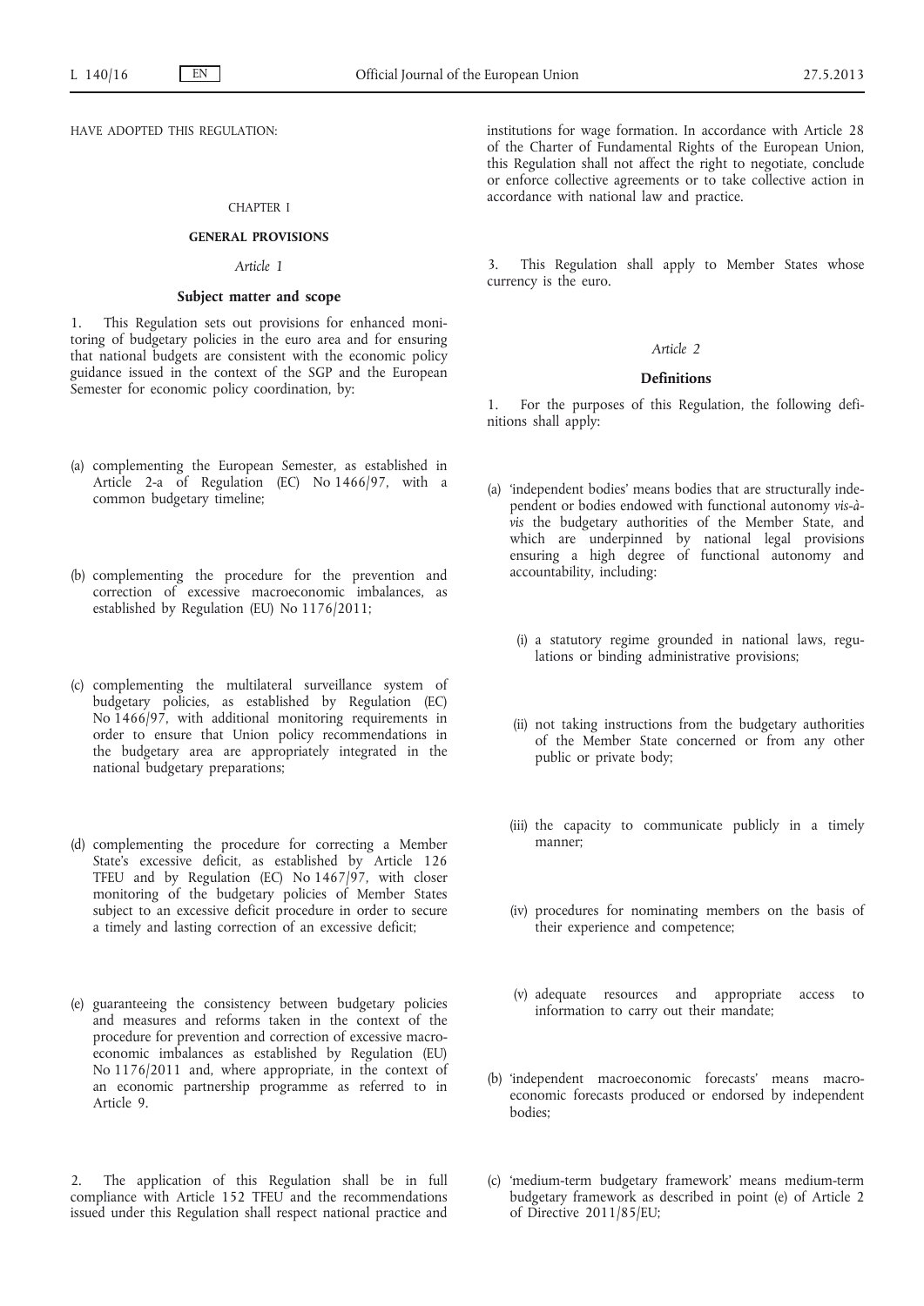HAVE ADOPTED THIS REGULATION:

CHAPTER I

**GENERAL PROVISIONS**

*Article 1*

**Subject matter and scope**

1. This Regulation sets out provisions for enhanced monitoring of budgetary policies in the euro area and for ensuring that national budgets are consistent with the economic policy guidance issued in the context of the SGP and the European Semester for economic policy coordination, by:

(a) complementing the European Semester, as established in Article 2-a of Regulation (EC) No 1466/97, with a common budgetary timeline;

(b) complementing the procedure for the prevention and correction of excessive macroeconomic imbalances, as established by Regulation (EU) No 1176/2011;

(c) complementing the multilateral surveillance system of budgetary policies, as established by Regulation (EC) No 1466/97, with additional monitoring requirements in order to ensure that Union policy recommendations in the budgetary area are appropriately integrated in the national budgetary preparations;

(d) complementing the procedure for correcting a Member State's excessive deficit, as established by Article 126 TFEU and by Regulation (EC) No 1467/97, with closer monitoring of the budgetary policies of Member States subject to an excessive deficit procedure in order to secure a timely and lasting correction of an excessive deficit;

(e) guaranteeing the consistency between budgetary policies and measures and reforms taken in the context of the procedure for prevention and correction of excessive macroeconomic imbalances as established by Regulation (EU) No 1176/2011 and, where appropriate, in the context of an economic partnership programme as referred to in Article 9.

2. The application of this Regulation shall be in full compliance with Article 152 TFEU and the recommendations issued under this Regulation shall respect national practice and institutions for wage formation. In accordance with Article 28 of the Charter of Fundamental Rights of the European Union, this Regulation shall not affect the right to negotiate, conclude or enforce collective agreements or to take collective action in accordance with national law and practice.

3. This Regulation shall apply to Member States whose currency is the euro.

*Article 2*

**Definitions**

1. For the purposes of this Regulation, the following definitions shall apply:

(a) 'independent bodies' means bodies that are structurally independent or bodies endowed with functional autonomy *vis-à-vis* the budgetary authorities of the Member State, and which are underpinned by national legal provisions ensuring a high degree of functional autonomy and accountability, including:

(i) a statutory regime grounded in national laws, regulations or binding administrative provisions;

(ii) not taking instructions from the budgetary authorities of the Member State concerned or from any other public or private body;

(iii) the capacity to communicate publicly in a timely manner;

(iv) procedures for nominating members on the basis of their experience and competence;

(v) adequate resources and appropriate access to information to carry out their mandate;

(b) 'independent macroeconomic forecasts' means macroeconomic forecasts produced or endorsed by independent bodies;

(c) 'medium-term budgetary framework' means medium-term budgetary framework as described in point (e) of Article 2 of Directive 2011/85/EU;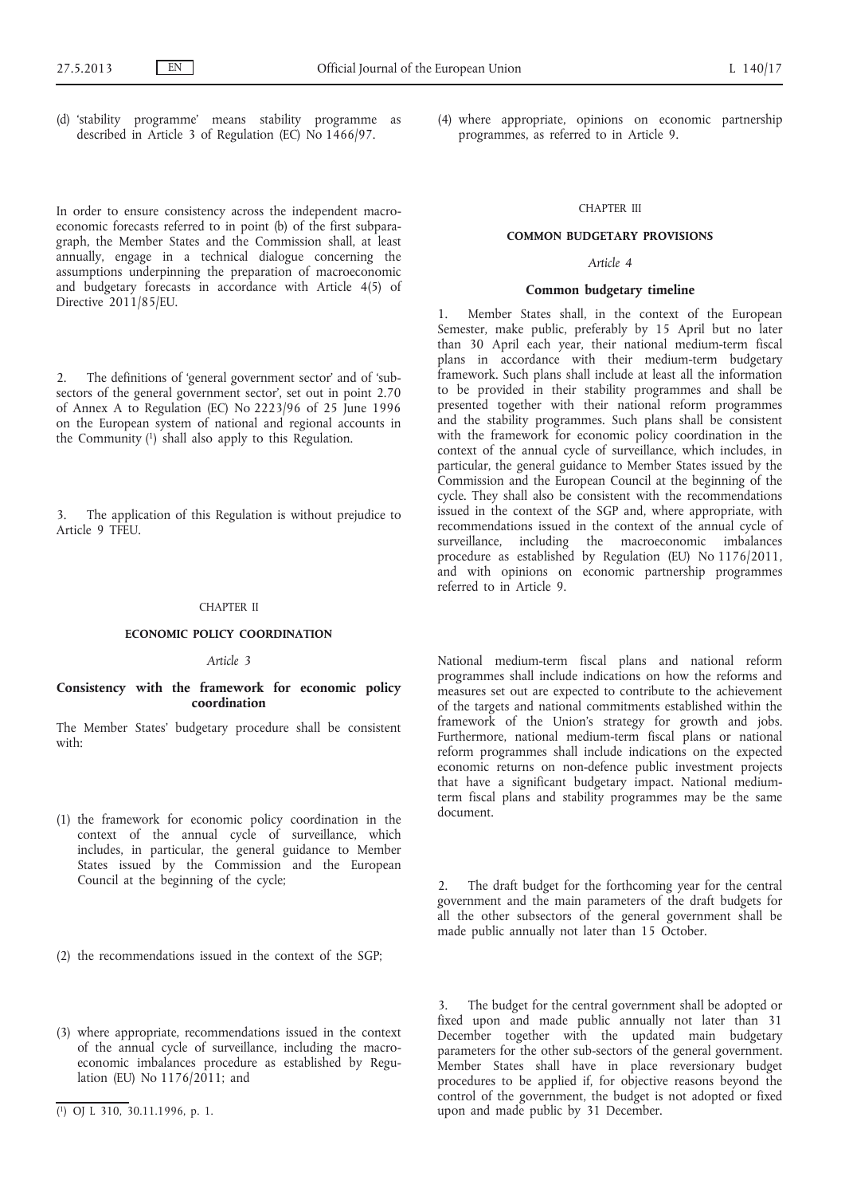(d) 'stability programme' means stability programme as described in Article 3 of Regulation (EC) No 1466/97.

In order to ensure consistency across the independent macroeconomic forecasts referred to in point (b) of the first subparagraph, the Member States and the Commission shall, at least annually, engage in a technical dialogue concerning the assumptions underpinning the preparation of macroeconomic and budgetary forecasts in accordance with Article 4(5) of Directive 2011/85/EU.

2. The definitions of 'general government sector' and of 'subsectors of the general government sector', set out in point 2.70 of Annex A to Regulation (EC) No 2223/96 of 25 June 1996 on the European system of national and regional accounts in the Community [1] shall also apply to this Regulation.

3. The application of this Regulation is without prejudice to Article 9 TFEU.

CHAPTER II

## ECONOMIC POLICY COORDINATION

*Article 3*

### Consistency with the framework for economic policy coordination

The Member States' budgetary procedure shall be consistent with:

(1) the framework for economic policy coordination in the context of the annual cycle of surveillance, which includes, in particular, the general guidance to Member States issued by the Commission and the European Council at the beginning of the cycle;

(2) the recommendations issued in the context of the SGP;

(3) where appropriate, recommendations issued in the context of the annual cycle of surveillance, including the macroeconomic imbalances procedure as established by Regulation (EU) No 1176/2011; and

(4) where appropriate, opinions on economic partnership programmes, as referred to in Article 9.

CHAPTER III

## COMMON BUDGETARY PROVISIONS

*Article 4*

### Common budgetary timeline

1. Member States shall, in the context of the European Semester, make public, preferably by 15 April but no later than 30 April each year, their national medium-term fiscal plans in accordance with their medium-term budgetary framework. Such plans shall include at least all the information to be provided in their stability programmes and shall be presented together with their national reform programmes and the stability programmes. Such plans shall be consistent with the framework for economic policy coordination in the context of the annual cycle of surveillance, which includes, in particular, the general guidance to Member States issued by the Commission and the European Council at the beginning of the cycle. They shall also be consistent with the recommendations issued in the context of the SGP and, where appropriate, with recommendations issued in the context of the annual cycle of surveillance, including the macroeconomic imbalances procedure as established by Regulation (EU) No 1176/2011, and with opinions on economic partnership programmes referred to in Article 9.

National medium-term fiscal plans and national reform programmes shall include indications on how the reforms and measures set out are expected to contribute to the achievement of the targets and national commitments established within the framework of the Union's strategy for growth and jobs. Furthermore, national medium-term fiscal plans or national reform programmes shall include indications on the expected economic returns on non-defence public investment projects that have a significant budgetary impact. National medium-term fiscal plans and stability programmes may be the same document.

2. The draft budget for the forthcoming year for the central government and the main parameters of the draft budgets for all the other subsectors of the general government shall be made public annually not later than 15 October.

3. The budget for the central government shall be adopted or fixed upon and made public annually not later than 31 December together with the updated main budgetary parameters for the other sub-sectors of the general government. Member States shall have in place reversionary budget procedures to be applied if, for objective reasons beyond the control of the government, the budget is not adopted or fixed upon and made public by 31 December.

[1] OJ L 310, 30.11.1996, p. 1.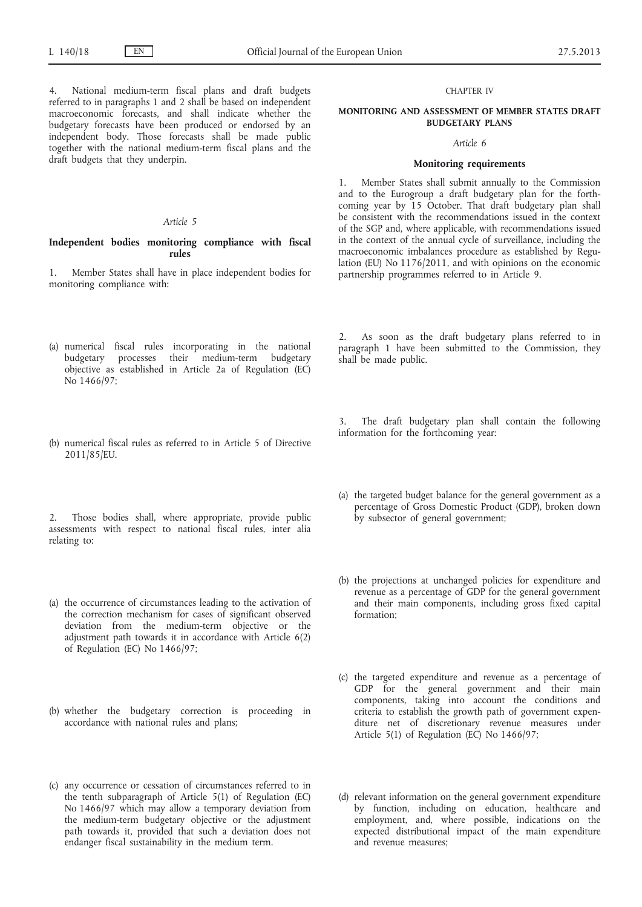4. National medium-term fiscal plans and draft budgets referred to in paragraphs 1 and 2 shall be based on independent macroeconomic forecasts, and shall indicate whether the budgetary forecasts have been produced or endorsed by an independent body. Those forecasts shall be made public together with the national medium-term fiscal plans and the draft budgets that they underpin.

*Article 5*

**Independent bodies monitoring compliance with fiscal rules**

1. Member States shall have in place independent bodies for monitoring compliance with:

(a) numerical fiscal rules incorporating in the national budgetary processes their medium-term budgetary objective as established in Article 2a of Regulation (EC) No 1466/97;

(b) numerical fiscal rules as referred to in Article 5 of Directive 2011/85/EU.

2. Those bodies shall, where appropriate, provide public assessments with respect to national fiscal rules, inter alia relating to:

(a) the occurrence of circumstances leading to the activation of the correction mechanism for cases of significant observed deviation from the medium-term objective or the adjustment path towards it in accordance with Article 6(2) of Regulation (EC) No 1466/97;

(b) whether the budgetary correction is proceeding in accordance with national rules and plans;

(c) any occurrence or cessation of circumstances referred to in the tenth subparagraph of Article 5(1) of Regulation (EC) No 1466/97 which may allow a temporary deviation from the medium-term budgetary objective or the adjustment path towards it, provided that such a deviation does not endanger fiscal sustainability in the medium term.

CHAPTER IV

**MONITORING AND ASSESSMENT OF MEMBER STATES DRAFT BUDGETARY PLANS**

*Article 6*

**Monitoring requirements**

1. Member States shall submit annually to the Commission and to the Eurogroup a draft budgetary plan for the forthcoming year by 15 October. That draft budgetary plan shall be consistent with the recommendations issued in the context of the SGP and, where applicable, with recommendations issued in the context of the annual cycle of surveillance, including the macroeconomic imbalances procedure as established by Regulation (EU) No 1176/2011, and with opinions on the economic partnership programmes referred to in Article 9.

2. As soon as the draft budgetary plans referred to in paragraph 1 have been submitted to the Commission, they shall be made public.

3. The draft budgetary plan shall contain the following information for the forthcoming year:

(a) the targeted budget balance for the general government as a percentage of Gross Domestic Product (GDP), broken down by subsector of general government;

(b) the projections at unchanged policies for expenditure and revenue as a percentage of GDP for the general government and their main components, including gross fixed capital formation;

(c) the targeted expenditure and revenue as a percentage of GDP for the general government and their main components, taking into account the conditions and criteria to establish the growth path of government expenditure net of discretionary revenue measures under Article 5(1) of Regulation (EC) No 1466/97;

(d) relevant information on the general government expenditure by function, including on education, healthcare and employment, and, where possible, indications on the expected distributional impact of the main expenditure and revenue measures;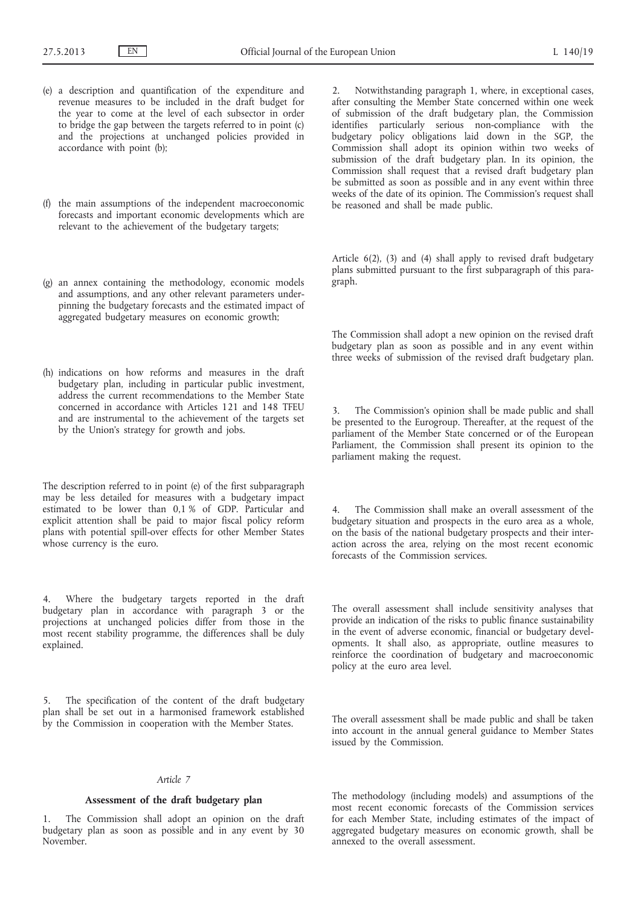(e) a description and quantification of the expenditure and revenue measures to be included in the draft budget for the year to come at the level of each subsector in order to bridge the gap between the targets referred to in point (c) and the projections at unchanged policies provided in accordance with point (b);

(f) the main assumptions of the independent macroeconomic forecasts and important economic developments which are relevant to the achievement of the budgetary targets;

(g) an annex containing the methodology, economic models and assumptions, and any other relevant parameters underpinning the budgetary forecasts and the estimated impact of aggregated budgetary measures on economic growth;

(h) indications on how reforms and measures in the draft budgetary plan, including in particular public investment, address the current recommendations to the Member State concerned in accordance with Articles 121 and 148 TFEU and are instrumental to the achievement of the targets set by the Union's strategy for growth and jobs.

The description referred to in point (e) of the first subparagraph may be less detailed for measures with a budgetary impact estimated to be lower than 0,1 % of GDP. Particular and explicit attention shall be paid to major fiscal policy reform plans with potential spill-over effects for other Member States whose currency is the euro.

4. Where the budgetary targets reported in the draft budgetary plan in accordance with paragraph 3 or the projections at unchanged policies differ from those in the most recent stability programme, the differences shall be duly explained.

5. The specification of the content of the draft budgetary plan shall be set out in a harmonised framework established by the Commission in cooperation with the Member States.

*Article 7*

**Assessment of the draft budgetary plan**

1. The Commission shall adopt an opinion on the draft budgetary plan as soon as possible and in any event by 30 November.

2. Notwithstanding paragraph 1, where, in exceptional cases, after consulting the Member State concerned within one week of submission of the draft budgetary plan, the Commission identifies particularly serious non-compliance with the budgetary policy obligations laid down in the SGP, the Commission shall adopt its opinion within two weeks of submission of the draft budgetary plan. In its opinion, the Commission shall request that a revised draft budgetary plan be submitted as soon as possible and in any event within three weeks of the date of its opinion. The Commission's request shall be reasoned and shall be made public.

Article 6(2), (3) and (4) shall apply to revised draft budgetary plans submitted pursuant to the first subparagraph of this paragraph.

The Commission shall adopt a new opinion on the revised draft budgetary plan as soon as possible and in any event within three weeks of submission of the revised draft budgetary plan.

3. The Commission's opinion shall be made public and shall be presented to the Eurogroup. Thereafter, at the request of the parliament of the Member State concerned or of the European Parliament, the Commission shall present its opinion to the parliament making the request.

4. The Commission shall make an overall assessment of the budgetary situation and prospects in the euro area as a whole, on the basis of the national budgetary prospects and their interaction across the area, relying on the most recent economic forecasts of the Commission services.

The overall assessment shall include sensitivity analyses that provide an indication of the risks to public finance sustainability in the event of adverse economic, financial or budgetary developments. It shall also, as appropriate, outline measures to reinforce the coordination of budgetary and macroeconomic policy at the euro area level.

The overall assessment shall be made public and shall be taken into account in the annual general guidance to Member States issued by the Commission.

The methodology (including models) and assumptions of the most recent economic forecasts of the Commission services for each Member State, including estimates of the impact of aggregated budgetary measures on economic growth, shall be annexed to the overall assessment.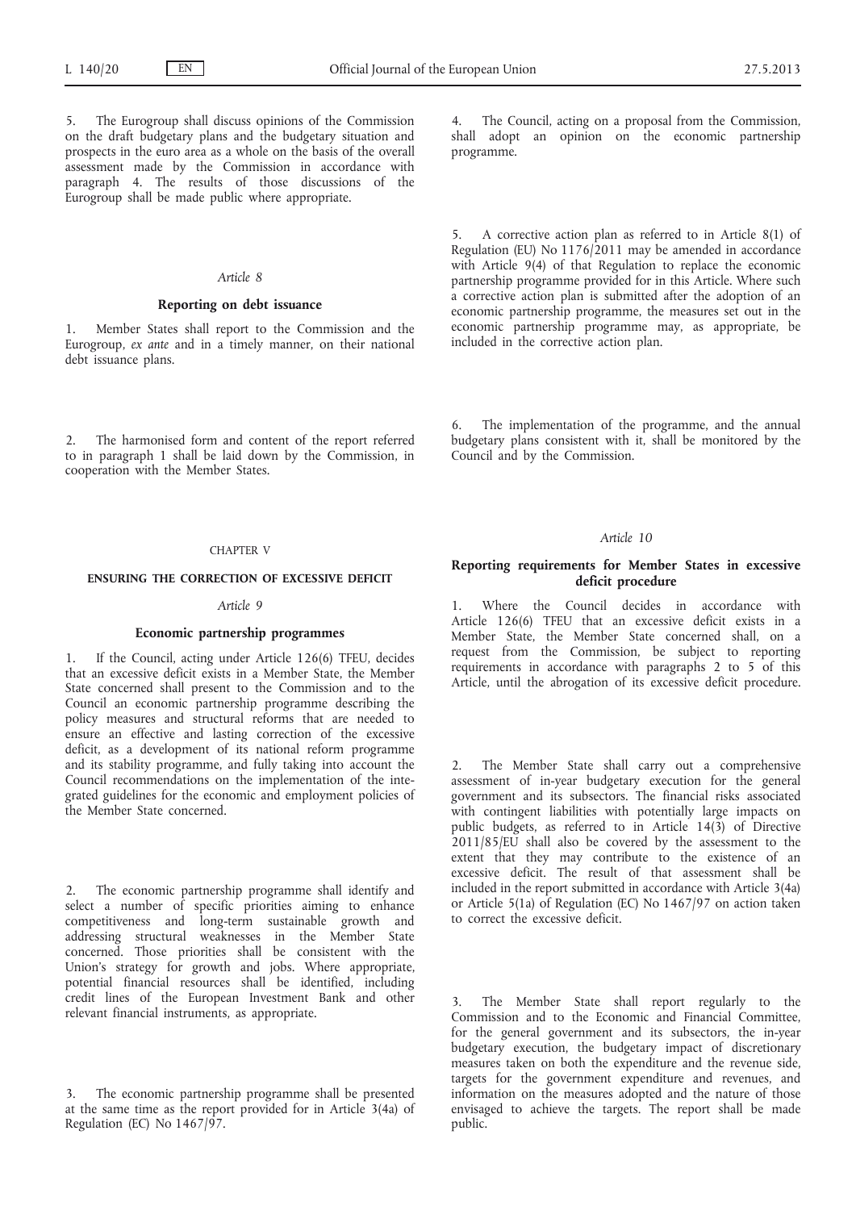5. The Eurogroup shall discuss opinions of the Commission on the draft budgetary plans and the budgetary situation and prospects in the euro area as a whole on the basis of the overall assessment made by the Commission in accordance with paragraph 4. The results of those discussions of the Eurogroup shall be made public where appropriate.

*Article 8*

**Reporting on debt issuance**

1. Member States shall report to the Commission and the Eurogroup, *ex ante* and in a timely manner, on their national debt issuance plans.

2. The harmonised form and content of the report referred to in paragraph 1 shall be laid down by the Commission, in cooperation with the Member States.

CHAPTER V

**ENSURING THE CORRECTION OF EXCESSIVE DEFICIT**

*Article 9*

**Economic partnership programmes**

1. If the Council, acting under Article 126(6) TFEU, decides that an excessive deficit exists in a Member State, the Member State concerned shall present to the Commission and to the Council an economic partnership programme describing the policy measures and structural reforms that are needed to ensure an effective and lasting correction of the excessive deficit, as a development of its national reform programme and its stability programme, and fully taking into account the Council recommendations on the implementation of the integrated guidelines for the economic and employment policies of the Member State concerned.

2. The economic partnership programme shall identify and select a number of specific priorities aiming to enhance competitiveness and long-term sustainable growth and addressing structural weaknesses in the Member State concerned. Those priorities shall be consistent with the Union's strategy for growth and jobs. Where appropriate, potential financial resources shall be identified, including credit lines of the European Investment Bank and other relevant financial instruments, as appropriate.

3. The economic partnership programme shall be presented at the same time as the report provided for in Article 3(4a) of Regulation (EC) No 1467/97.

4. The Council, acting on a proposal from the Commission, shall adopt an opinion on the economic partnership programme.

5. A corrective action plan as referred to in Article 8(1) of Regulation (EU) No 1176/2011 may be amended in accordance with Article 9(4) of that Regulation to replace the economic partnership programme provided for in this Article. Where such a corrective action plan is submitted after the adoption of an economic partnership programme, the measures set out in the economic partnership programme may, as appropriate, be included in the corrective action plan.

6. The implementation of the programme, and the annual budgetary plans consistent with it, shall be monitored by the Council and by the Commission.

*Article 10*

**Reporting requirements for Member States in excessive deficit procedure**

1. Where the Council decides in accordance with Article 126(6) TFEU that an excessive deficit exists in a Member State, the Member State concerned shall, on a request from the Commission, be subject to reporting requirements in accordance with paragraphs 2 to 5 of this Article, until the abrogation of its excessive deficit procedure.

2. The Member State shall carry out a comprehensive assessment of in-year budgetary execution for the general government and its subsectors. The financial risks associated with contingent liabilities with potentially large impacts on public budgets, as referred to in Article 14(3) of Directive 2011/85/EU shall also be covered by the assessment to the extent that they may contribute to the existence of an excessive deficit. The result of that assessment shall be included in the report submitted in accordance with Article 3(4a) or Article 5(1a) of Regulation (EC) No 1467/97 on action taken to correct the excessive deficit.

3. The Member State shall report regularly to the Commission and to the Economic and Financial Committee, for the general government and its subsectors, the in-year budgetary execution, the budgetary impact of discretionary measures taken on both the expenditure and the revenue side, targets for the government expenditure and revenues, and information on the measures adopted and the nature of those envisaged to achieve the targets. The report shall be made public.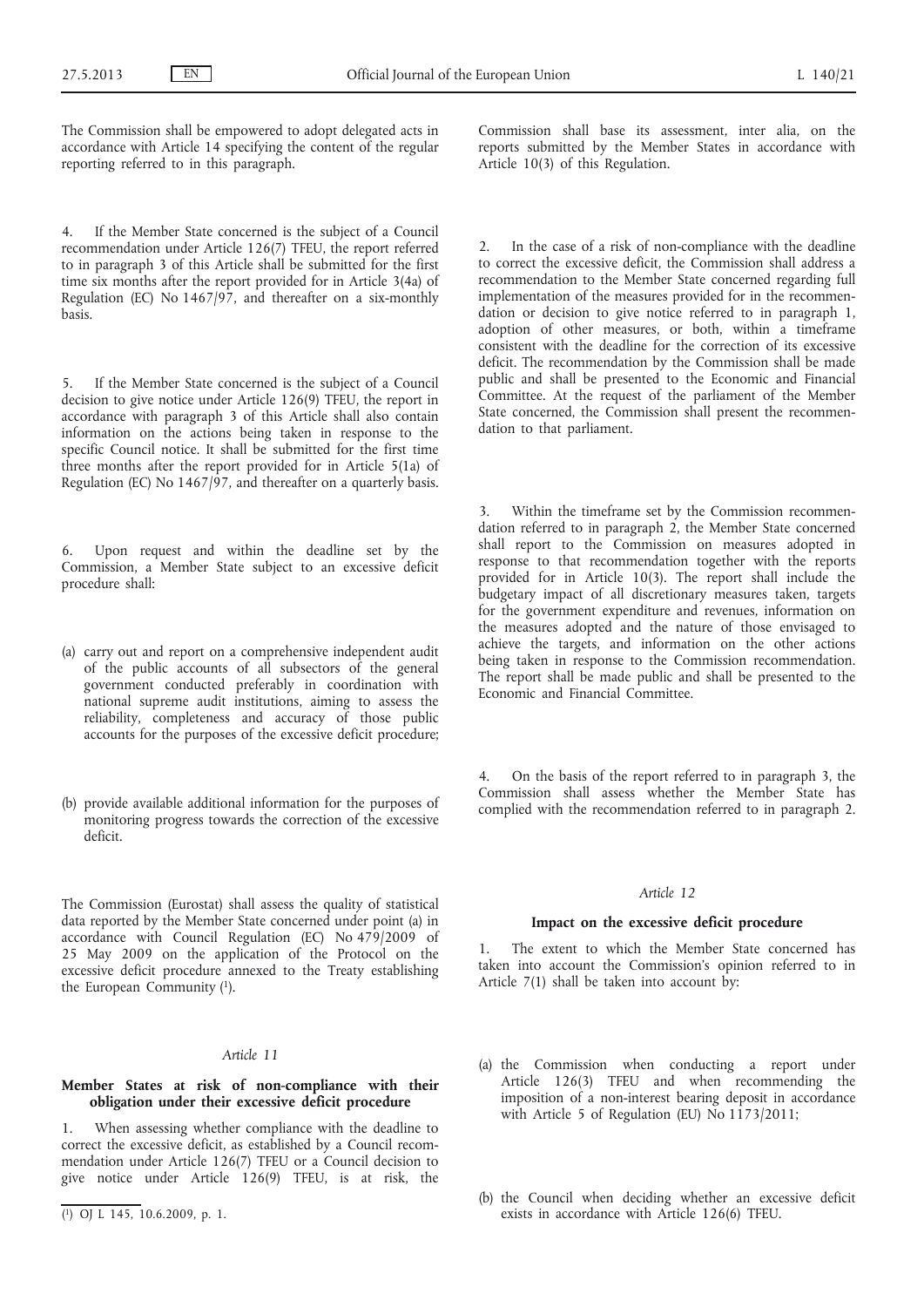The Commission shall be empowered to adopt delegated acts in accordance with Article 14 specifying the content of the regular reporting referred to in this paragraph.

4. If the Member State concerned is the subject of a Council recommendation under Article 126(7) TFEU, the report referred to in paragraph 3 of this Article shall be submitted for the first time six months after the report provided for in Article 3(4a) of Regulation (EC) No 1467/97, and thereafter on a six-monthly basis.

5. If the Member State concerned is the subject of a Council decision to give notice under Article 126(9) TFEU, the report in accordance with paragraph 3 of this Article shall also contain information on the actions being taken in response to the specific Council notice. It shall be submitted for the first time three months after the report provided for in Article 5(1a) of Regulation (EC) No 1467/97, and thereafter on a quarterly basis.

6. Upon request and within the deadline set by the Commission, a Member State subject to an excessive deficit procedure shall:

(a) carry out and report on a comprehensive independent audit of the public accounts of all subsectors of the general government conducted preferably in coordination with national supreme audit institutions, aiming to assess the reliability, completeness and accuracy of those public accounts for the purposes of the excessive deficit procedure;

(b) provide available additional information for the purposes of monitoring progress towards the correction of the excessive deficit.

The Commission (Eurostat) shall assess the quality of statistical data reported by the Member State concerned under point (a) in accordance with Council Regulation (EC) No 479/2009 of 25 May 2009 on the application of the Protocol on the excessive deficit procedure annexed to the Treaty establishing the European Community [1].

*Article 11*

**Member States at risk of non-compliance with their obligation under their excessive deficit procedure**

1. When assessing whether compliance with the deadline to correct the excessive deficit, as established by a Council recommendation under Article 126(7) TFEU or a Council decision to give notice under Article 126(9) TFEU, is at risk, the Commission shall base its assessment, inter alia, on the reports submitted by the Member States in accordance with Article 10(3) of this Regulation.

2. In the case of a risk of non-compliance with the deadline to correct the excessive deficit, the Commission shall address a recommendation to the Member State concerned regarding full implementation of the measures provided for in the recommendation or decision to give notice referred to in paragraph 1, adoption of other measures, or both, within a timeframe consistent with the deadline for the correction of its excessive deficit. The recommendation by the Commission shall be made public and shall be presented to the Economic and Financial Committee. At the request of the parliament of the Member State concerned, the Commission shall present the recommendation to that parliament.

3. Within the timeframe set by the Commission recommendation referred to in paragraph 2, the Member State concerned shall report to the Commission on measures adopted in response to that recommendation together with the reports provided for in Article 10(3). The report shall include the budgetary impact of all discretionary measures taken, targets for the government expenditure and revenues, information on the measures adopted and the nature of those envisaged to achieve the targets, and information on the other actions being taken in response to the Commission recommendation. The report shall be made public and shall be presented to the Economic and Financial Committee.

4. On the basis of the report referred to in paragraph 3, the Commission shall assess whether the Member State has complied with the recommendation referred to in paragraph 2.

*Article 12*

**Impact on the excessive deficit procedure**

1. The extent to which the Member State concerned has taken into account the Commission's opinion referred to in Article 7(1) shall be taken into account by:

(a) the Commission when conducting a report under Article 126(3) TFEU and when recommending the imposition of a non-interest bearing deposit in accordance with Article 5 of Regulation (EU) No 1173/2011;

(b) the Council when deciding whether an excessive deficit exists in accordance with Article 126(6) TFEU.

[1] OJ L 145, 10.6.2009, p. 1.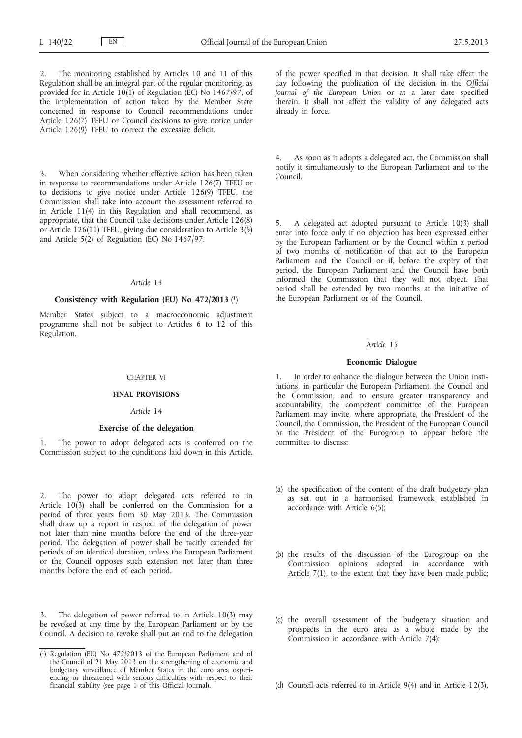2. The monitoring established by Articles 10 and 11 of this Regulation shall be an integral part of the regular monitoring, as provided for in Article 10(1) of Regulation (EC) No 1467/97, of the implementation of action taken by the Member State concerned in response to Council recommendations under Article 126(7) TFEU or Council decisions to give notice under Article 126(9) TFEU to correct the excessive deficit.

3. When considering whether effective action has been taken in response to recommendations under Article 126(7) TFEU or to decisions to give notice under Article 126(9) TFEU, the Commission shall take into account the assessment referred to in Article 11(4) in this Regulation and shall recommend, as appropriate, that the Council take decisions under Article 126(8) or Article 126(11) TFEU, giving due consideration to Article 3(5) and Article 5(2) of Regulation (EC) No 1467/97.

*Article 13*

**Consistency with Regulation (EU) No 472/2013** [1]

Member States subject to a macroeconomic adjustment programme shall not be subject to Articles 6 to 12 of this Regulation.

CHAPTER VI

**FINAL PROVISIONS**

*Article 14*

**Exercise of the delegation**

1. The power to adopt delegated acts is conferred on the Commission subject to the conditions laid down in this Article.

2. The power to adopt delegated acts referred to in Article 10(3) shall be conferred on the Commission for a period of three years from 30 May 2013. The Commission shall draw up a report in respect of the delegation of power not later than nine months before the end of the three-year period. The delegation of power shall be tacitly extended for periods of an identical duration, unless the European Parliament or the Council opposes such extension not later than three months before the end of each period.

3. The delegation of power referred to in Article 10(3) may be revoked at any time by the European Parliament or by the Council. A decision to revoke shall put an end to the delegation of the power specified in that decision. It shall take effect the day following the publication of the decision in the *Official Journal of the European Union* or at a later date specified therein. It shall not affect the validity of any delegated acts already in force.

4. As soon as it adopts a delegated act, the Commission shall notify it simultaneously to the European Parliament and to the Council.

5. A delegated act adopted pursuant to Article 10(3) shall enter into force only if no objection has been expressed either by the European Parliament or by the Council within a period of two months of notification of that act to the European Parliament and the Council or if, before the expiry of that period, the European Parliament and the Council have both informed the Commission that they will not object. That period shall be extended by two months at the initiative of the European Parliament or of the Council.

*Article 15*

**Economic Dialogue**

1. In order to enhance the dialogue between the Union institutions, in particular the European Parliament, the Council and the Commission, and to ensure greater transparency and accountability, the competent committee of the European Parliament may invite, where appropriate, the President of the Council, the Commission, the President of the European Council or the President of the Eurogroup to appear before the committee to discuss:

(a) the specification of the content of the draft budgetary plan as set out in a harmonised framework established in accordance with Article 6(5);

(b) the results of the discussion of the Eurogroup on the Commission opinions adopted in accordance with Article 7(1), to the extent that they have been made public;

(c) the overall assessment of the budgetary situation and prospects in the euro area as a whole made by the Commission in accordance with Article 7(4);

(d) Council acts referred to in Article 9(4) and in Article 12(3).

---

[1] Regulation (EU) No 472/2013 of the European Parliament and of the Council of 21 May 2013 on the strengthening of economic and budgetary surveillance of Member States in the euro area experiencing or threatened with serious difficulties with respect to their financial stability (see page 1 of this Official Journal).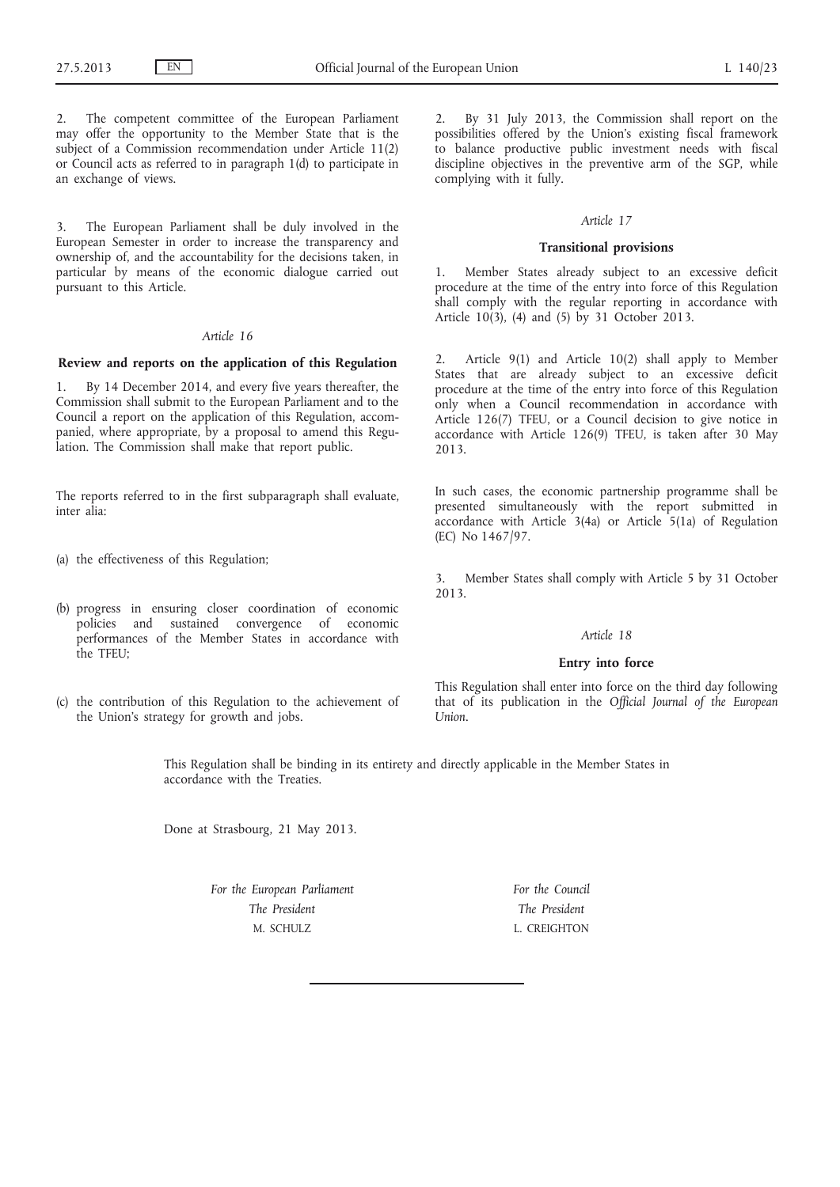2. The competent committee of the European Parliament may offer the opportunity to the Member State that is the subject of a Commission recommendation under Article 11(2) or Council acts as referred to in paragraph 1(d) to participate in an exchange of views.

3. The European Parliament shall be duly involved in the European Semester in order to increase the transparency and ownership of, and the accountability for the decisions taken, in particular by means of the economic dialogue carried out pursuant to this Article.

*Article 16*

**Review and reports on the application of this Regulation**

1. By 14 December 2014, and every five years thereafter, the Commission shall submit to the European Parliament and to the Council a report on the application of this Regulation, accompanied, where appropriate, by a proposal to amend this Regulation. The Commission shall make that report public.

The reports referred to in the first subparagraph shall evaluate, inter alia:

(a) the effectiveness of this Regulation;

(b) progress in ensuring closer coordination of economic policies and sustained convergence of economic performances of the Member States in accordance with the TFEU;

(c) the contribution of this Regulation to the achievement of the Union's strategy for growth and jobs.

2. By 31 July 2013, the Commission shall report on the possibilities offered by the Union's existing fiscal framework to balance productive public investment needs with fiscal discipline objectives in the preventive arm of the SGP, while complying with it fully.

*Article 17*

**Transitional provisions**

1. Member States already subject to an excessive deficit procedure at the time of the entry into force of this Regulation shall comply with the regular reporting in accordance with Article 10(3), (4) and (5) by 31 October 2013.

2. Article 9(1) and Article 10(2) shall apply to Member States that are already subject to an excessive deficit procedure at the time of the entry into force of this Regulation only when a Council recommendation in accordance with Article 126(7) TFEU, or a Council decision to give notice in accordance with Article 126(9) TFEU, is taken after 30 May 2013.

In such cases, the economic partnership programme shall be presented simultaneously with the report submitted in accordance with Article 3(4a) or Article 5(1a) of Regulation (EC) No 1467/97.

3. Member States shall comply with Article 5 by 31 October 2013.

*Article 18*

**Entry into force**

This Regulation shall enter into force on the third day following that of its publication in the *Official Journal of the European Union*.

This Regulation shall be binding in its entirety and directly applicable in the Member States in accordance with the Treaties.

Done at Strasbourg, 21 May 2013.

*For the European Parliament*
*The President*
M. SCHULZ

*For the Council*
*The President*
L. CREIGHTON